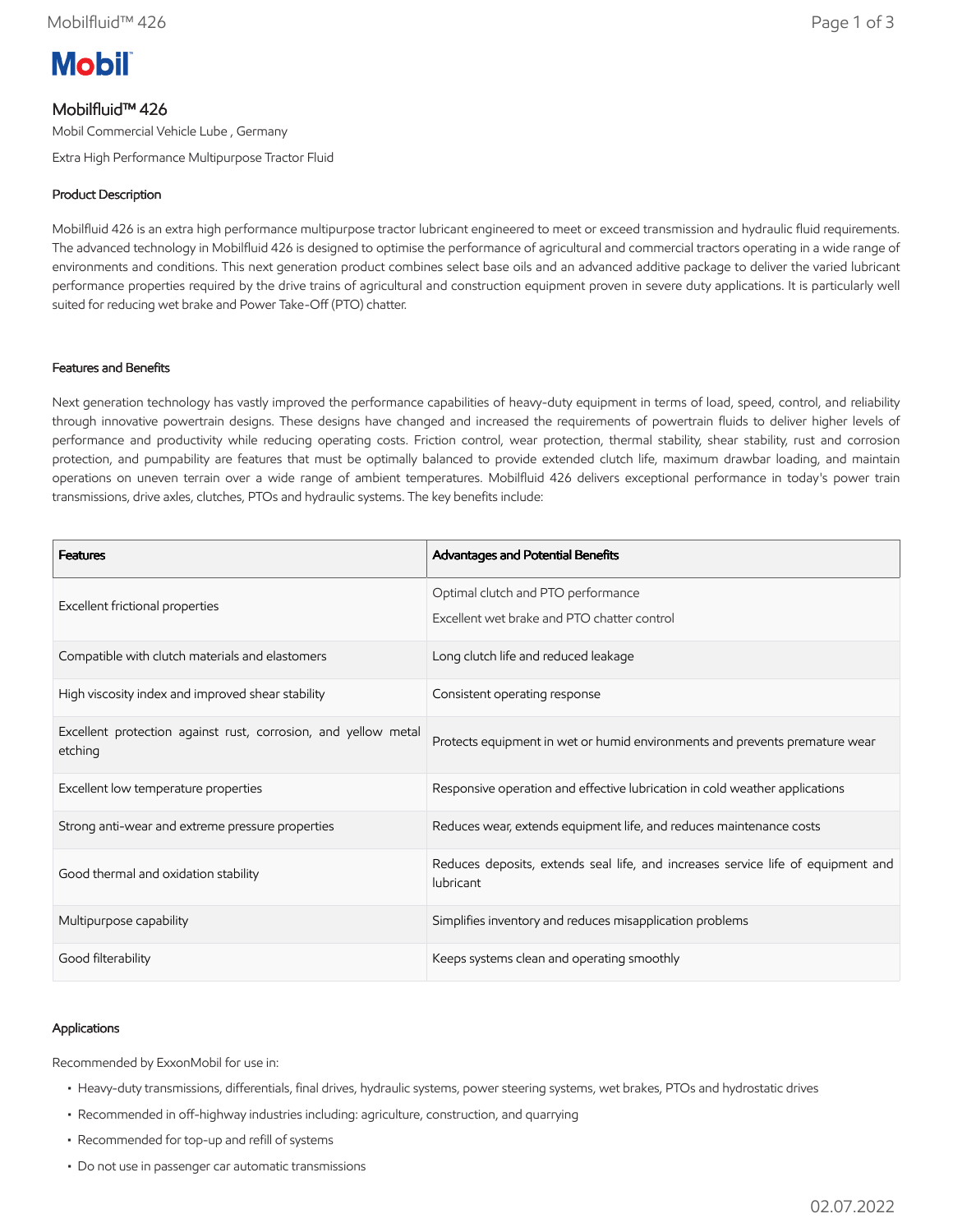# Mobilfluid™ 426

Mobil Commercial Vehicle Lube , Germany

Extra High Performance Multipurpose Tractor Fluid

## Product Description

Mobilfluid 426 is an extra high performance multipurpose tractor lubricant engineered to meet or exceed transmission and hydraulic fluid requirements. The advanced technology in Mobilfluid 426 is designed to optimise the performance of agricultural and commercial tractors operating in a wide range of environments and conditions. This next generation product combines select base oils and an advanced additive package to deliver the varied lubricant performance properties required by the drive trains of agricultural and construction equipment proven in severe duty applications. It is particularly well suited for reducing wet brake and Power Take-Off (PTO) chatter.

## Features and Benefits

Next generation technology has vastly improved the performance capabilities of heavy-duty equipment in terms of load, speed, control, and reliability through innovative powertrain designs. These designs have changed and increased the requirements of powertrain fluids to deliver higher levels of performance and productivity while reducing operating costs. Friction control, wear protection, thermal stability, shear stability, rust and corrosion protection, and pumpability are features that must be optimally balanced to provide extended clutch life, maximum drawbar loading, and maintain operations on uneven terrain over a wide range of ambient temperatures. Mobilfluid 426 delivers exceptional performance in today's power train transmissions, drive axles, clutches, PTOs and hydraulic systems. The key benefits include:

| Features | Advantages and Potential Benefits |
|---|---|
| Excellent frictional properties | Optimal clutch and PTO performance<br>Excellent wet brake and PTO chatter control |
| Compatible with clutch materials and elastomers | Long clutch life and reduced leakage |
| High viscosity index and improved shear stability | Consistent operating response |
| Excellent protection against rust, corrosion, and yellow metal etching | Protects equipment in wet or humid environments and prevents premature wear |
| Excellent low temperature properties | Responsive operation and effective lubrication in cold weather applications |
| Strong anti-wear and extreme pressure properties | Reduces wear, extends equipment life, and reduces maintenance costs |
| Good thermal and oxidation stability | Reduces deposits, extends seal life, and increases service life of equipment and lubricant |
| Multipurpose capability | Simplifies inventory and reduces misapplication problems |
| Good filterability | Keeps systems clean and operating smoothly |

## Applications

Recommended by ExxonMobil for use in:

- Heavy-duty transmissions, differentials, final drives, hydraulic systems, power steering systems, wet brakes, PTOs and hydrostatic drives
- Recommended in off-highway industries including: agriculture, construction, and quarrying
- Recommended for top-up and refill of systems
- Do not use in passenger car automatic transmissions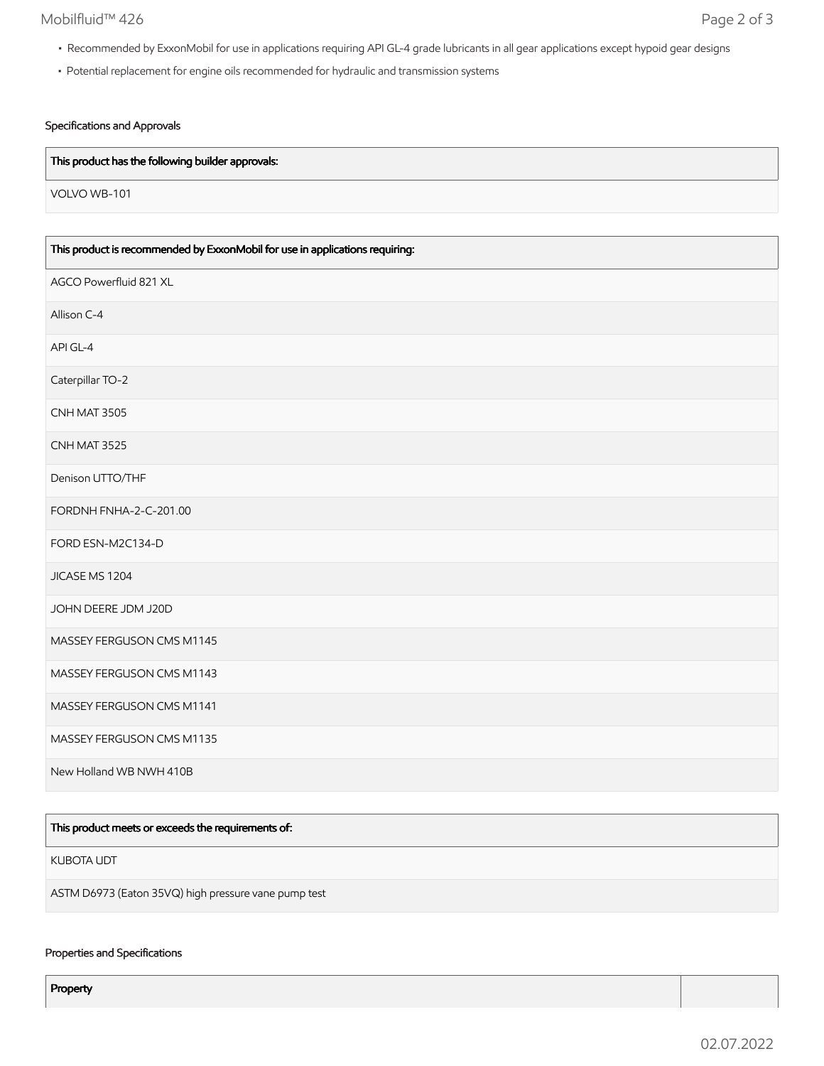- Recommended by ExxonMobil for use in applications requiring API GL-4 grade lubricants in all gear applications except hypoid gear designs
- Potential replacement for engine oils recommended for hydraulic and transmission systems

### Specifications and Approvals

| This product has the following builder approvals: |
| --- |
| VOLVO WB-101 |

| This product is recommended by ExxonMobil for use in applications requiring: |
| --- |
| AGCO Powerfluid 821 XL |
| Allison C-4 |
| API GL-4 |
| Caterpillar TO-2 |
| CNH MAT 3505 |
| CNH MAT 3525 |
| Denison UTTO/THF |
| FORDNH FNHA-2-C-201.00 |
| FORD ESN-M2C134-D |
| JICASE MS 1204 |
| JOHN DEERE JDM J20D |
| MASSEY FERGUSON CMS M1145 |
| MASSEY FERGUSON CMS M1143 |
| MASSEY FERGUSON CMS M1141 |
| MASSEY FERGUSON CMS M1135 |
| New Holland WB NWH 410B |

| This product meets or exceeds the requirements of: |
| --- |
| KUBOTA UDT |
| ASTM D6973 (Eaton 35VQ) high pressure vane pump test |

### Properties and Specifications

| Property | |
| --- | --- |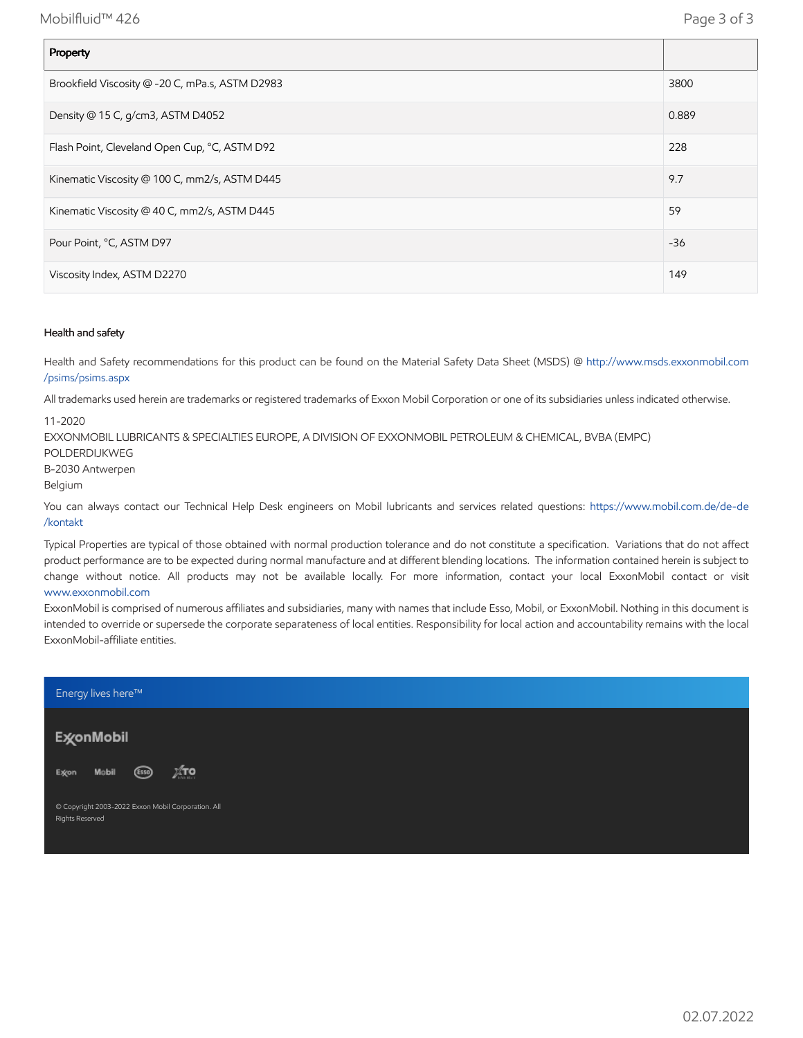| Property | |
|---|---|
| Brookfield Viscosity @ -20 C, mPa.s, ASTM D2983 | 3800 |
| Density @ 15 C, g/cm3, ASTM D4052 | 0.889 |
| Flash Point, Cleveland Open Cup, °C, ASTM D92 | 228 |
| Kinematic Viscosity @ 100 C, mm2/s, ASTM D445 | 9.7 |
| Kinematic Viscosity @ 40 C, mm2/s, ASTM D445 | 59 |
| Pour Point, °C, ASTM D97 | -36 |
| Viscosity Index, ASTM D2270 | 149 |

### Health and safety

Health and Safety recommendations for this product can be found on the Material Safety Data Sheet (MSDS) @ http://www.msds.exxonmobil.com/psims/psims.aspx

All trademarks used herein are trademarks or registered trademarks of Exxon Mobil Corporation or one of its subsidiaries unless indicated otherwise.

11-2020
EXXONMOBIL LUBRICANTS & SPECIALTIES EUROPE, A DIVISION OF EXXONMOBIL PETROLEUM & CHEMICAL, BVBA (EMPC)
POLDERDIJKWEG
B-2030 Antwerpen
Belgium

You can always contact our Technical Help Desk engineers on Mobil lubricants and services related questions: https://www.mobil.com.de/de-de/kontakt

Typical Properties are typical of those obtained with normal production tolerance and do not constitute a specification. Variations that do not affect product performance are to be expected during normal manufacture and at different blending locations. The information contained herein is subject to change without notice. All products may not be available locally. For more information, contact your local ExxonMobil contact or visit www.exxonmobil.com
ExxonMobil is comprised of numerous affiliates and subsidiaries, many with names that include Esso, Mobil, or ExxonMobil. Nothing in this document is intended to override or supersede the corporate separateness of local entities. Responsibility for local action and accountability remains with the local ExxonMobil-affiliate entities.

Energy lives here™

ExxonMobil

Exxon Mobil Esso XTO

© Copyright 2003-2022 Exxon Mobil Corporation. All Rights Reserved